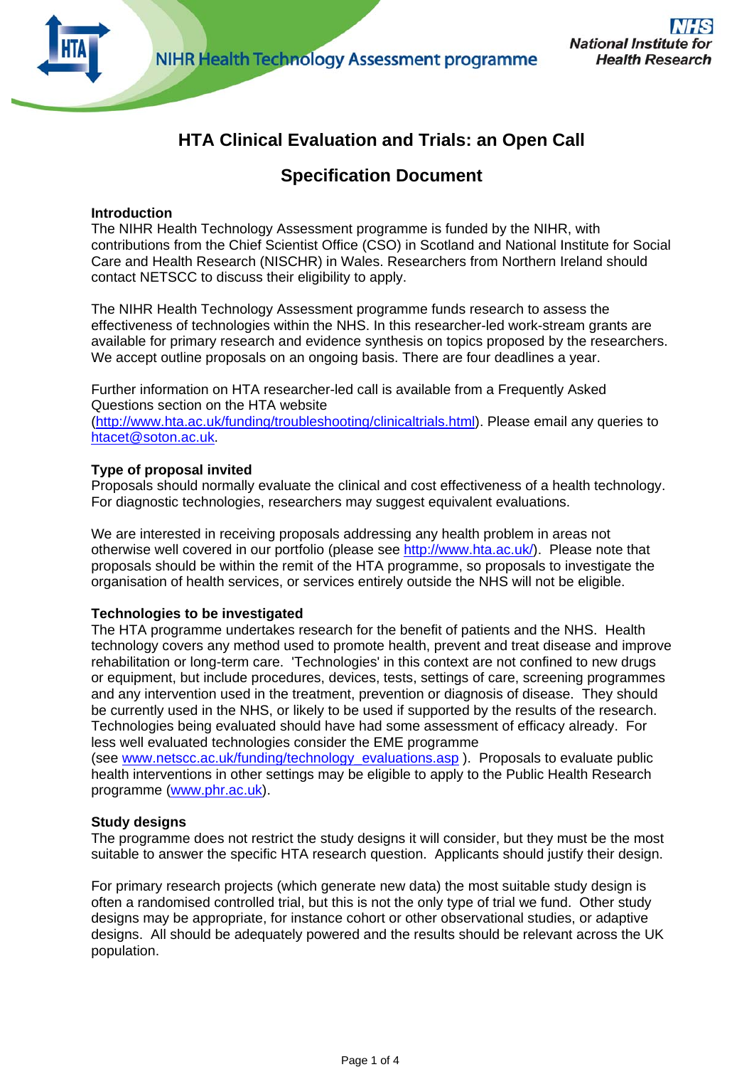NIHR Health Technology Assessment programme

National Institute for Health Research

# HTA Clinical Evaluation and Trials: an Open Call

## Specification Document

**Introduction**

The NIHR Health Technology Assessment programme is funded by the NIHR, with contributions from the Chief Scientist Office (CSO) in Scotland and National Institute for Social Care and Health Research (NISCHR) in Wales. Researchers from Northern Ireland should contact NETSCC to discuss their eligibility to apply.

The NIHR Health Technology Assessment programme funds research to assess the effectiveness of technologies within the NHS. In this researcher-led work-stream grants are available for primary research and evidence synthesis on topics proposed by the researchers. We accept outline proposals on an ongoing basis. There are four deadlines a year.

Further information on HTA researcher-led call is available from a Frequently Asked Questions section on the HTA website (http://www.hta.ac.uk/funding/troubleshooting/clinicaltrials.html). Please email any queries to htacet@soton.ac.uk.

**Type of proposal invited**

Proposals should normally evaluate the clinical and cost effectiveness of a health technology. For diagnostic technologies, researchers may suggest equivalent evaluations.

We are interested in receiving proposals addressing any health problem in areas not otherwise well covered in our portfolio (please see http://www.hta.ac.uk/). Please note that proposals should be within the remit of the HTA programme, so proposals to investigate the organisation of health services, or services entirely outside the NHS will not be eligible.

**Technologies to be investigated**

The HTA programme undertakes research for the benefit of patients and the NHS. Health technology covers any method used to promote health, prevent and treat disease and improve rehabilitation or long-term care. 'Technologies' in this context are not confined to new drugs or equipment, but include procedures, devices, tests, settings of care, screening programmes and any intervention used in the treatment, prevention or diagnosis of disease. They should be currently used in the NHS, or likely to be used if supported by the results of the research. Technologies being evaluated should have had some assessment of efficacy already. For less well evaluated technologies consider the EME programme (see www.netscc.ac.uk/funding/technology_evaluations.asp ). Proposals to evaluate public health interventions in other settings may be eligible to apply to the Public Health Research programme (www.phr.ac.uk).

**Study designs**

The programme does not restrict the study designs it will consider, but they must be the most suitable to answer the specific HTA research question. Applicants should justify their design.

For primary research projects (which generate new data) the most suitable study design is often a randomised controlled trial, but this is not the only type of trial we fund. Other study designs may be appropriate, for instance cohort or other observational studies, or adaptive designs. All should be adequately powered and the results should be relevant across the UK population.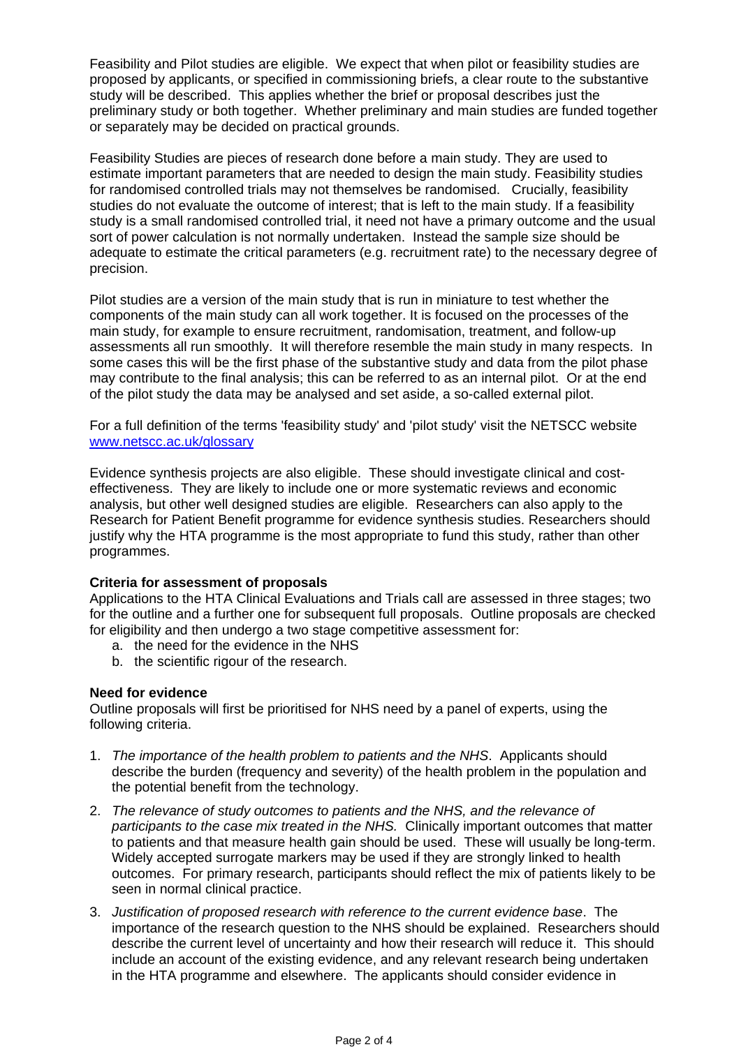Feasibility and Pilot studies are eligible. We expect that when pilot or feasibility studies are proposed by applicants, or specified in commissioning briefs, a clear route to the substantive study will be described. This applies whether the brief or proposal describes just the preliminary study or both together. Whether preliminary and main studies are funded together or separately may be decided on practical grounds.

Feasibility Studies are pieces of research done before a main study. They are used to estimate important parameters that are needed to design the main study. Feasibility studies for randomised controlled trials may not themselves be randomised. Crucially, feasibility studies do not evaluate the outcome of interest; that is left to the main study. If a feasibility study is a small randomised controlled trial, it need not have a primary outcome and the usual sort of power calculation is not normally undertaken. Instead the sample size should be adequate to estimate the critical parameters (e.g. recruitment rate) to the necessary degree of precision.

Pilot studies are a version of the main study that is run in miniature to test whether the components of the main study can all work together. It is focused on the processes of the main study, for example to ensure recruitment, randomisation, treatment, and follow-up assessments all run smoothly. It will therefore resemble the main study in many respects. In some cases this will be the first phase of the substantive study and data from the pilot phase may contribute to the final analysis; this can be referred to as an internal pilot. Or at the end of the pilot study the data may be analysed and set aside, a so-called external pilot.

For a full definition of the terms 'feasibility study' and 'pilot study' visit the NETSCC website [www.netscc.ac.uk/glossary](http://www.netscc.ac.uk/glossary)

Evidence synthesis projects are also eligible. These should investigate clinical and cost-effectiveness. They are likely to include one or more systematic reviews and economic analysis, but other well designed studies are eligible. Researchers can also apply to the Research for Patient Benefit programme for evidence synthesis studies. Researchers should justify why the HTA programme is the most appropriate to fund this study, rather than other programmes.

**Criteria for assessment of proposals**

Applications to the HTA Clinical Evaluations and Trials call are assessed in three stages; two for the outline and a further one for subsequent full proposals. Outline proposals are checked for eligibility and then undergo a two stage competitive assessment for:

a. the need for the evidence in the NHS
b. the scientific rigour of the research.

**Need for evidence**

Outline proposals will first be prioritised for NHS need by a panel of experts, using the following criteria.

1. *The importance of the health problem to patients and the NHS*. Applicants should describe the burden (frequency and severity) of the health problem in the population and the potential benefit from the technology.
2. *The relevance of study outcomes to patients and the NHS, and the relevance of participants to the case mix treated in the NHS.* Clinically important outcomes that matter to patients and that measure health gain should be used. These will usually be long-term. Widely accepted surrogate markers may be used if they are strongly linked to health outcomes. For primary research, participants should reflect the mix of patients likely to be seen in normal clinical practice.
3. *Justification of proposed research with reference to the current evidence base*. The importance of the research question to the NHS should be explained. Researchers should describe the current level of uncertainty and how their research will reduce it. This should include an account of the existing evidence, and any relevant research being undertaken in the HTA programme and elsewhere. The applicants should consider evidence in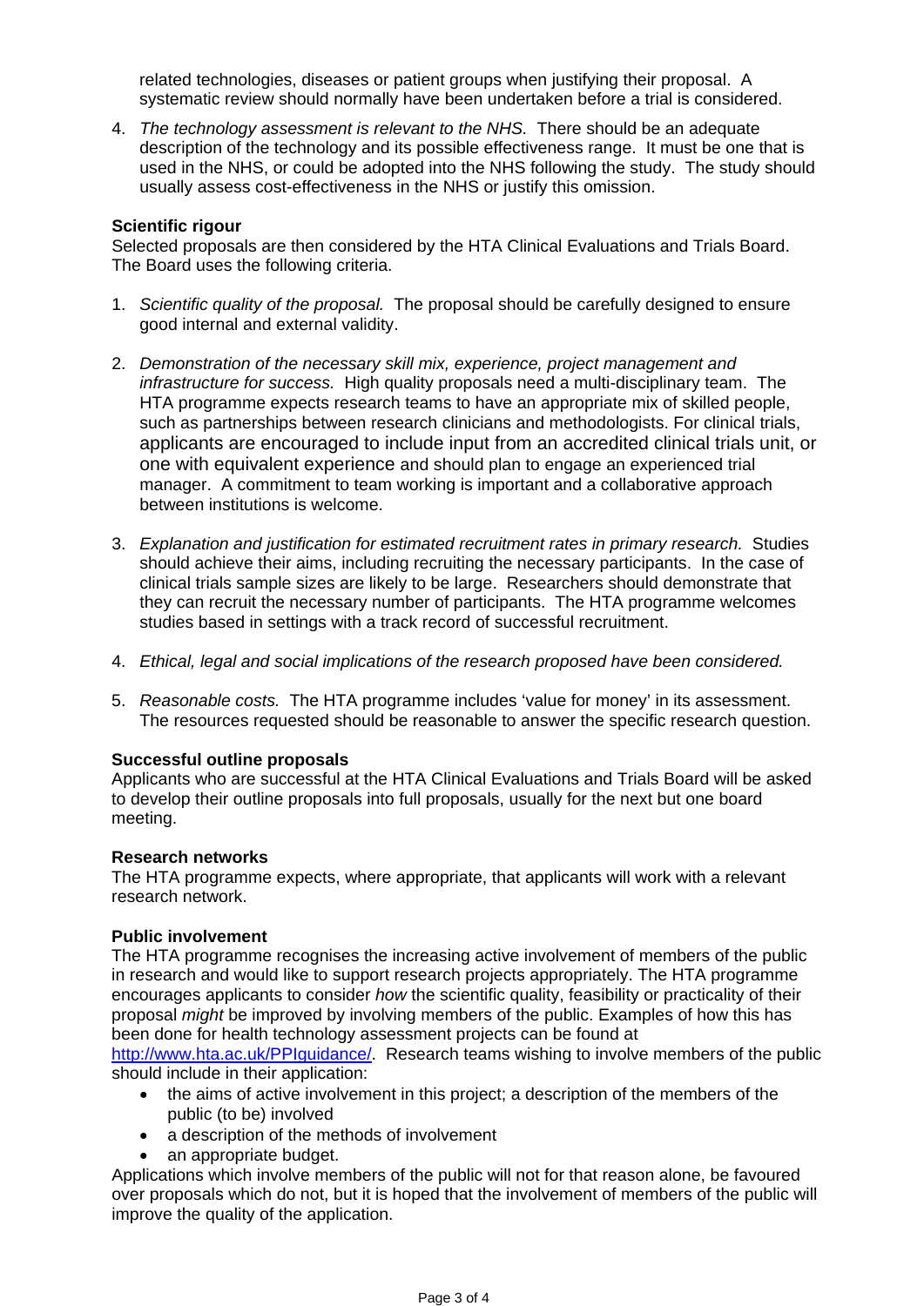related technologies, diseases or patient groups when justifying their proposal. A systematic review should normally have been undertaken before a trial is considered.

4. *The technology assessment is relevant to the NHS.* There should be an adequate description of the technology and its possible effectiveness range. It must be one that is used in the NHS, or could be adopted into the NHS following the study. The study should usually assess cost-effectiveness in the NHS or justify this omission.

**Scientific rigour**
Selected proposals are then considered by the HTA Clinical Evaluations and Trials Board. The Board uses the following criteria.

1. *Scientific quality of the proposal.* The proposal should be carefully designed to ensure good internal and external validity.

2. *Demonstration of the necessary skill mix, experience, project management and infrastructure for success.* High quality proposals need a multi-disciplinary team. The HTA programme expects research teams to have an appropriate mix of skilled people, such as partnerships between research clinicians and methodologists. For clinical trials, applicants are encouraged to include input from an accredited clinical trials unit, or one with equivalent experience and should plan to engage an experienced trial manager. A commitment to team working is important and a collaborative approach between institutions is welcome.

3. *Explanation and justification for estimated recruitment rates in primary research.* Studies should achieve their aims, including recruiting the necessary participants. In the case of clinical trials sample sizes are likely to be large. Researchers should demonstrate that they can recruit the necessary number of participants. The HTA programme welcomes studies based in settings with a track record of successful recruitment.

4. *Ethical, legal and social implications of the research proposed have been considered.*

5. *Reasonable costs.* The HTA programme includes 'value for money' in its assessment. The resources requested should be reasonable to answer the specific research question.

**Successful outline proposals**
Applicants who are successful at the HTA Clinical Evaluations and Trials Board will be asked to develop their outline proposals into full proposals, usually for the next but one board meeting.

**Research networks**
The HTA programme expects, where appropriate, that applicants will work with a relevant research network.

**Public involvement**
The HTA programme recognises the increasing active involvement of members of the public in research and would like to support research projects appropriately. The HTA programme encourages applicants to consider *how* the scientific quality, feasibility or practicality of their proposal *might* be improved by involving members of the public. Examples of how this has been done for health technology assessment projects can be found at http://www.hta.ac.uk/PPIguidance/. Research teams wishing to involve members of the public should include in their application:

- the aims of active involvement in this project; a description of the members of the public (to be) involved
- a description of the methods of involvement
- an appropriate budget.

Applications which involve members of the public will not for that reason alone, be favoured over proposals which do not, but it is hoped that the involvement of members of the public will improve the quality of the application.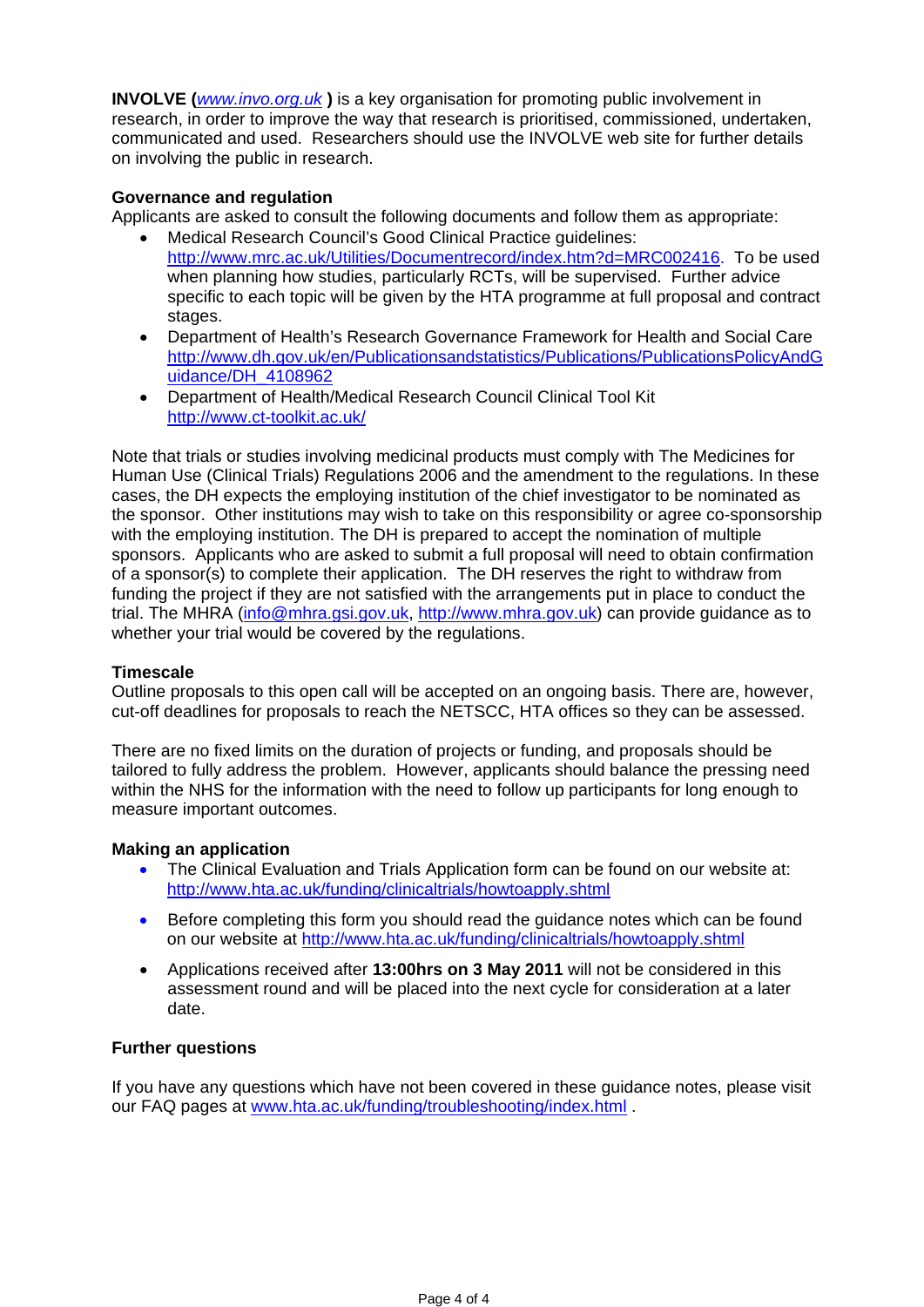**INVOLVE (*www.invo.org.uk* )** is a key organisation for promoting public involvement in research, in order to improve the way that research is prioritised, commissioned, undertaken, communicated and used. Researchers should use the INVOLVE web site for further details on involving the public in research.

**Governance and regulation**

Applicants are asked to consult the following documents and follow them as appropriate:

- Medical Research Council's Good Clinical Practice guidelines: http://www.mrc.ac.uk/Utilities/Documentrecord/index.htm?d=MRC002416. To be used when planning how studies, particularly RCTs, will be supervised. Further advice specific to each topic will be given by the HTA programme at full proposal and contract stages.
- Department of Health's Research Governance Framework for Health and Social Care http://www.dh.gov.uk/en/Publicationsandstatistics/Publications/PublicationsPolicyAndGuidance/DH_4108962
- Department of Health/Medical Research Council Clinical Tool Kit http://www.ct-toolkit.ac.uk/

Note that trials or studies involving medicinal products must comply with The Medicines for Human Use (Clinical Trials) Regulations 2006 and the amendment to the regulations. In these cases, the DH expects the employing institution of the chief investigator to be nominated as the sponsor. Other institutions may wish to take on this responsibility or agree co-sponsorship with the employing institution. The DH is prepared to accept the nomination of multiple sponsors. Applicants who are asked to submit a full proposal will need to obtain confirmation of a sponsor(s) to complete their application. The DH reserves the right to withdraw from funding the project if they are not satisfied with the arrangements put in place to conduct the trial. The MHRA (info@mhra.gsi.gov.uk, http://www.mhra.gov.uk) can provide guidance as to whether your trial would be covered by the regulations.

**Timescale**

Outline proposals to this open call will be accepted on an ongoing basis. There are, however, cut-off deadlines for proposals to reach the NETSCC, HTA offices so they can be assessed.

There are no fixed limits on the duration of projects or funding, and proposals should be tailored to fully address the problem. However, applicants should balance the pressing need within the NHS for the information with the need to follow up participants for long enough to measure important outcomes.

**Making an application**

- The Clinical Evaluation and Trials Application form can be found on our website at: http://www.hta.ac.uk/funding/clinicaltrials/howtoapply.shtml
- Before completing this form you should read the guidance notes which can be found on our website at http://www.hta.ac.uk/funding/clinicaltrials/howtoapply.shtml
- Applications received after **13:00hrs on 3 May 2011** will not be considered in this assessment round and will be placed into the next cycle for consideration at a later date.

**Further questions**

If you have any questions which have not been covered in these guidance notes, please visit our FAQ pages at www.hta.ac.uk/funding/troubleshooting/index.html .